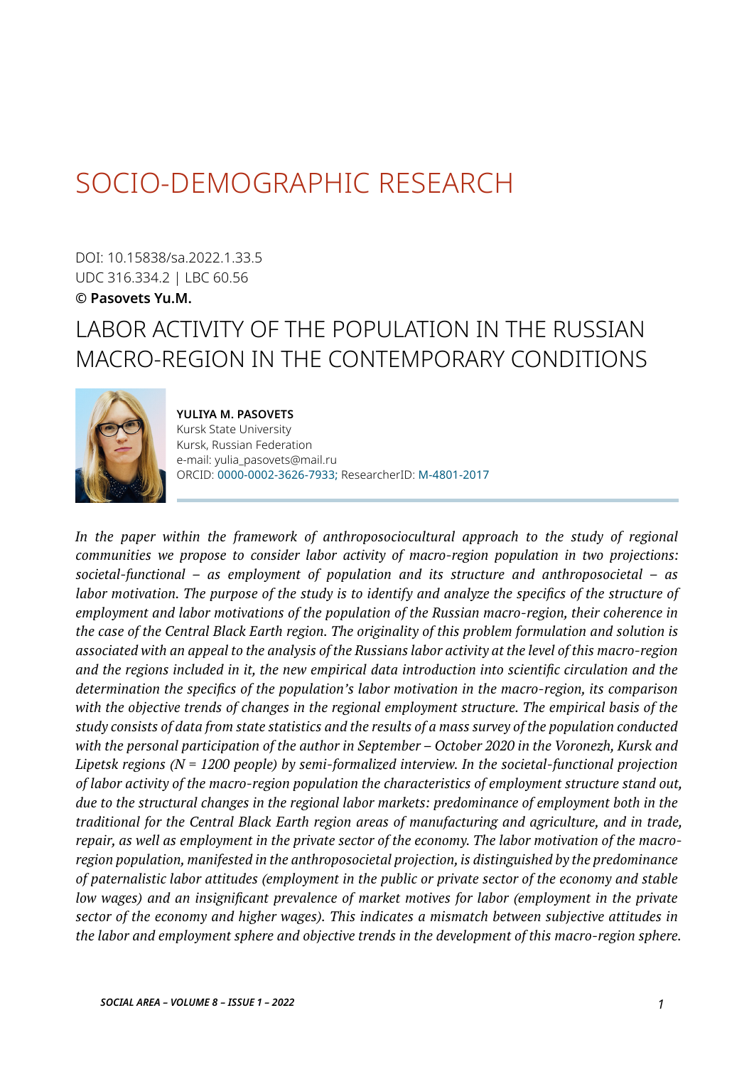# SOCIO-DEMOGRAPHIC RESEARCH

DOI: 10.15838/sa.2022.1.33.5
UDC 316.334.2 | LBC 60.56
**© Pasovets Yu.M.**

## LABOR ACTIVITY OF THE POPULATION IN THE RUSSIAN MACRO-REGION IN THE CONTEMPORARY CONDITIONS

**YULIYA M. PASOVETS**
Kursk State University
Kursk, Russian Federation
e-mail: yulia_pasovets@mail.ru
ORCID: 0000-0002-3626-7933; ResearcherID: M-4801-2017

*In the paper within the framework of anthroposociocultural approach to the study of regional communities we propose to consider labor activity of macro-region population in two projections: societal-functional – as employment of population and its structure and anthroposocietal – as labor motivation. The purpose of the study is to identify and analyze the specifics of the structure of employment and labor motivations of the population of the Russian macro-region, their coherence in the case of the Central Black Earth region. The originality of this problem formulation and solution is associated with an appeal to the analysis of the Russians labor activity at the level of this macro-region and the regions included in it, the new empirical data introduction into scientific circulation and the determination the specifics of the population's labor motivation in the macro-region, its comparison with the objective trends of changes in the regional employment structure. The empirical basis of the study consists of data from state statistics and the results of a mass survey of the population conducted with the personal participation of the author in September – October 2020 in the Voronezh, Kursk and Lipetsk regions (N = 1200 people) by semi-formalized interview. In the societal-functional projection of labor activity of the macro-region population the characteristics of employment structure stand out, due to the structural changes in the regional labor markets: predominance of employment both in the traditional for the Central Black Earth region areas of manufacturing and agriculture, and in trade, repair, as well as employment in the private sector of the economy. The labor motivation of the macro-region population, manifested in the anthroposocietal projection, is distinguished by the predominance of paternalistic labor attitudes (employment in the public or private sector of the economy and stable low wages) and an insignificant prevalence of market motives for labor (employment in the private sector of the economy and higher wages). This indicates a mismatch between subjective attitudes in the labor and employment sphere and objective trends in the development of this macro-region sphere.*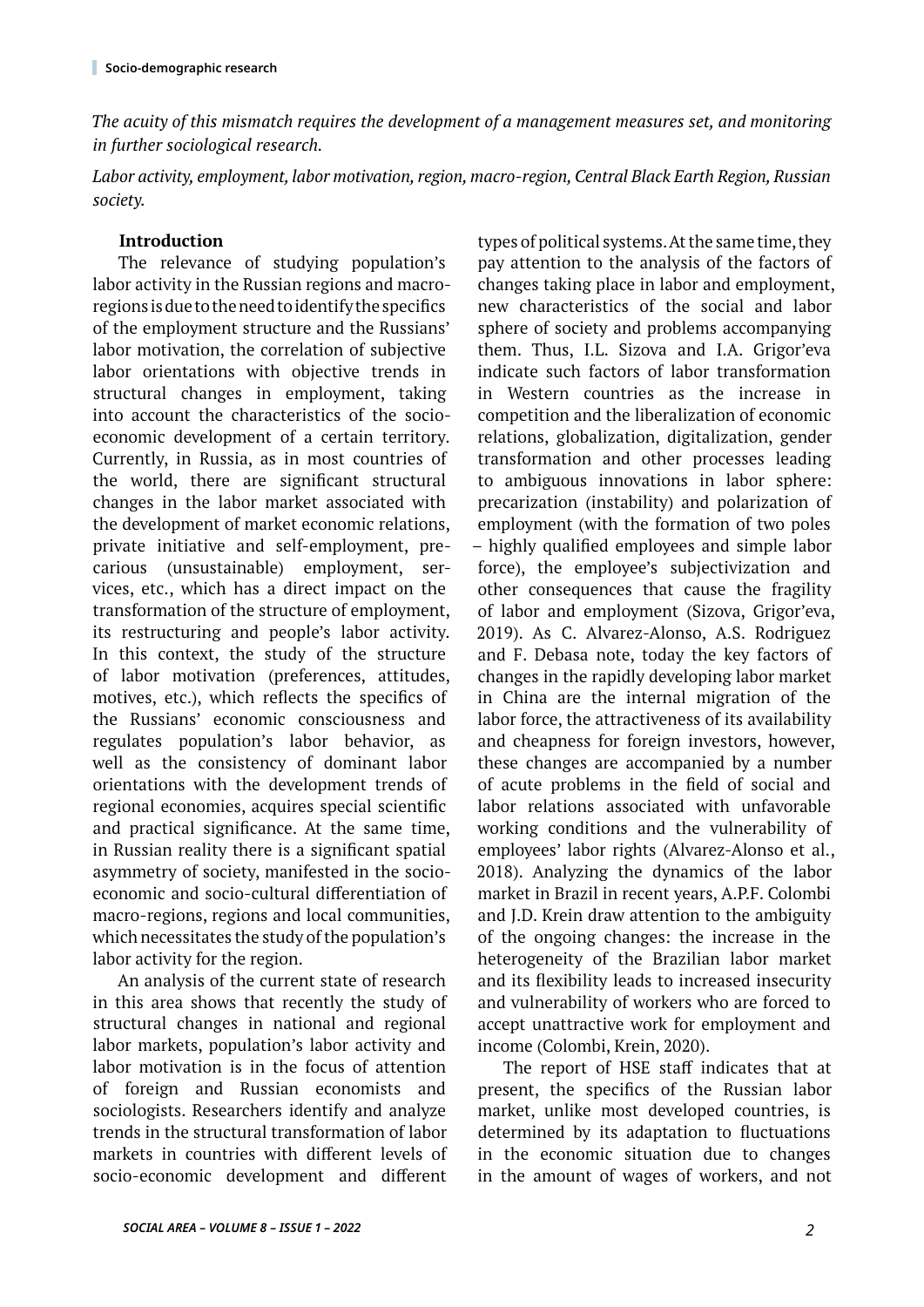*The acuity of this mismatch requires the development of a management measures set, and monitoring in further sociological research.*

*Labor activity, employment, labor motivation, region, macro-region, Central Black Earth Region, Russian society.*

## Introduction

The relevance of studying population's labor activity in the Russian regions and macro-regions is due to the need to identify the specifics of the employment structure and the Russians' labor motivation, the correlation of subjective labor orientations with objective trends in structural changes in employment, taking into account the characteristics of the socio-economic development of a certain territory. Currently, in Russia, as in most countries of the world, there are significant structural changes in the labor market associated with the development of market economic relations, private initiative and self-employment, precarious (unsustainable) employment, services, etc., which has a direct impact on the transformation of the structure of employment, its restructuring and people's labor activity. In this context, the study of the structure of labor motivation (preferences, attitudes, motives, etc.), which reflects the specifics of the Russians' economic consciousness and regulates population's labor behavior, as well as the consistency of dominant labor orientations with the development trends of regional economies, acquires special scientific and practical significance. At the same time, in Russian reality there is a significant spatial asymmetry of society, manifested in the socio-economic and socio-cultural differentiation of macro-regions, regions and local communities, which necessitates the study of the population's labor activity for the region.

An analysis of the current state of research in this area shows that recently the study of structural changes in national and regional labor markets, population's labor activity and labor motivation is in the focus of attention of foreign and Russian economists and sociologists. Researchers identify and analyze trends in the structural transformation of labor markets in countries with different levels of socio-economic development and different types of political systems. At the same time, they pay attention to the analysis of the factors of changes taking place in labor and employment, new characteristics of the social and labor sphere of society and problems accompanying them. Thus, I.L. Sizova and I.A. Grigor'eva indicate such factors of labor transformation in Western countries as the increase in competition and the liberalization of economic relations, globalization, digitalization, gender transformation and other processes leading to ambiguous innovations in labor sphere: precarization (instability) and polarization of employment (with the formation of two poles – highly qualified employees and simple labor force), the employee's subjectivization and other consequences that cause the fragility of labor and employment (Sizova, Grigor'eva, 2019). As C. Alvarez-Alonso, A.S. Rodriguez and F. Debasa note, today the key factors of changes in the rapidly developing labor market in China are the internal migration of the labor force, the attractiveness of its availability and cheapness for foreign investors, however, these changes are accompanied by a number of acute problems in the field of social and labor relations associated with unfavorable working conditions and the vulnerability of employees' labor rights (Alvarez-Alonso et al., 2018). Analyzing the dynamics of the labor market in Brazil in recent years, A.P.F. Colombi and J.D. Krein draw attention to the ambiguity of the ongoing changes: the increase in the heterogeneity of the Brazilian labor market and its flexibility leads to increased insecurity and vulnerability of workers who are forced to accept unattractive work for employment and income (Colombi, Krein, 2020).

The report of HSE staff indicates that at present, the specifics of the Russian labor market, unlike most developed countries, is determined by its adaptation to fluctuations in the economic situation due to changes in the amount of wages of workers, and not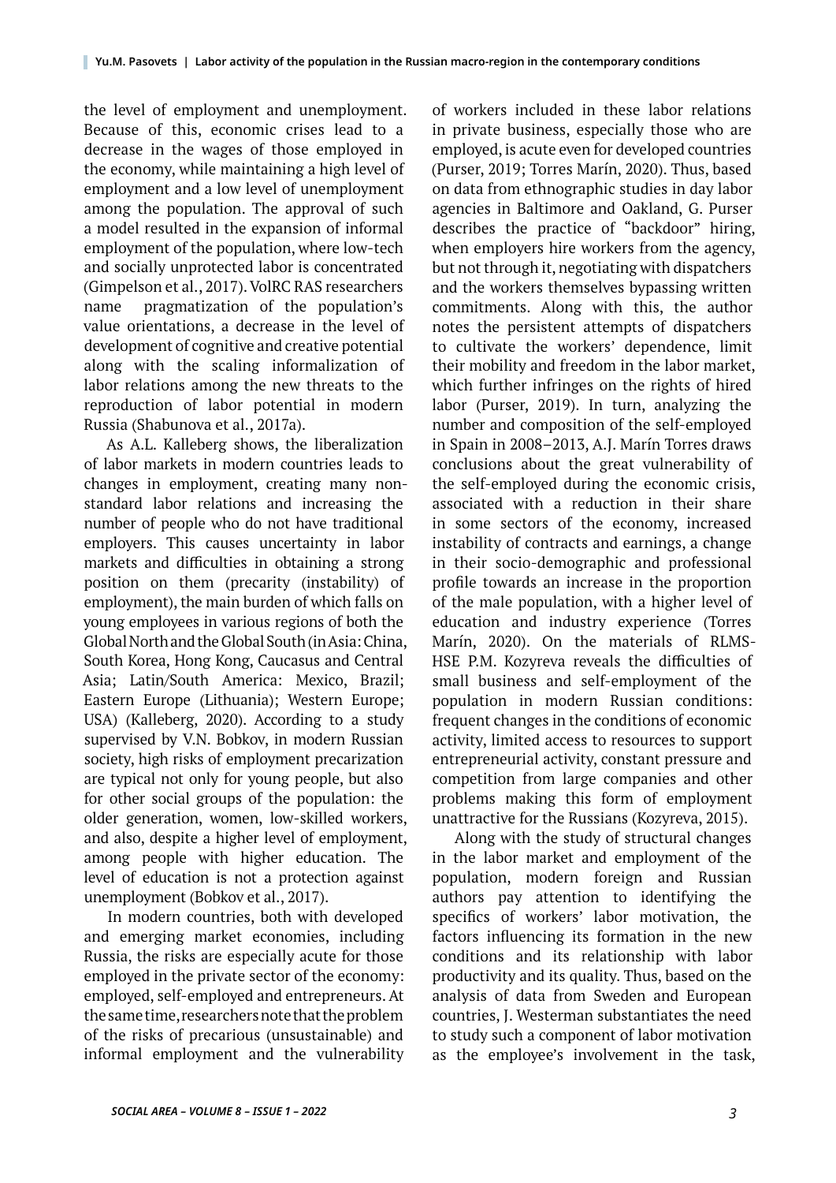the level of employment and unemployment. Because of this, economic crises lead to a decrease in the wages of those employed in the economy, while maintaining a high level of employment and a low level of unemployment among the population. The approval of such a model resulted in the expansion of informal employment of the population, where low-tech and socially unprotected labor is concentrated (Gimpelson et al., 2017). VolRC RAS researchers name pragmatization of the population's value orientations, a decrease in the level of development of cognitive and creative potential along with the scaling informalization of labor relations among the new threats to the reproduction of labor potential in modern Russia (Shabunova et al., 2017a).

As A.L. Kalleberg shows, the liberalization of labor markets in modern countries leads to changes in employment, creating many non-standard labor relations and increasing the number of people who do not have traditional employers. This causes uncertainty in labor markets and difficulties in obtaining a strong position on them (precarity (instability) of employment), the main burden of which falls on young employees in various regions of both the Global North and the Global South (in Asia: China, South Korea, Hong Kong, Caucasus and Central Asia; Latin/South America: Mexico, Brazil; Eastern Europe (Lithuania); Western Europe; USA) (Kalleberg, 2020). According to a study supervised by V.N. Bobkov, in modern Russian society, high risks of employment precarization are typical not only for young people, but also for other social groups of the population: the older generation, women, low-skilled workers, and also, despite a higher level of employment, among people with higher education. The level of education is not a protection against unemployment (Bobkov et al., 2017).

In modern countries, both with developed and emerging market economies, including Russia, the risks are especially acute for those employed in the private sector of the economy: employed, self-employed and entrepreneurs. At the same time, researchers note that the problem of the risks of precarious (unsustainable) and informal employment and the vulnerability of workers included in these labor relations in private business, especially those who are employed, is acute even for developed countries (Purser, 2019; Torres Marín, 2020). Thus, based on data from ethnographic studies in day labor agencies in Baltimore and Oakland, G. Purser describes the practice of "backdoor" hiring, when employers hire workers from the agency, but not through it, negotiating with dispatchers and the workers themselves bypassing written commitments. Along with this, the author notes the persistent attempts of dispatchers to cultivate the workers' dependence, limit their mobility and freedom in the labor market, which further infringes on the rights of hired labor (Purser, 2019). In turn, analyzing the number and composition of the self-employed in Spain in 2008–2013, A.J. Marín Torres draws conclusions about the great vulnerability of the self-employed during the economic crisis, associated with a reduction in their share in some sectors of the economy, increased instability of contracts and earnings, a change in their socio-demographic and professional profile towards an increase in the proportion of the male population, with a higher level of education and industry experience (Torres Marín, 2020). On the materials of RLMS-HSE P.M. Kozyreva reveals the difficulties of small business and self-employment of the population in modern Russian conditions: frequent changes in the conditions of economic activity, limited access to resources to support entrepreneurial activity, constant pressure and competition from large companies and other problems making this form of employment unattractive for the Russians (Kozyreva, 2015).

Along with the study of structural changes in the labor market and employment of the population, modern foreign and Russian authors pay attention to identifying the specifics of workers' labor motivation, the factors influencing its formation in the new conditions and its relationship with labor productivity and its quality. Thus, based on the analysis of data from Sweden and European countries, J. Westerman substantiates the need to study such a component of labor motivation as the employee's involvement in the task,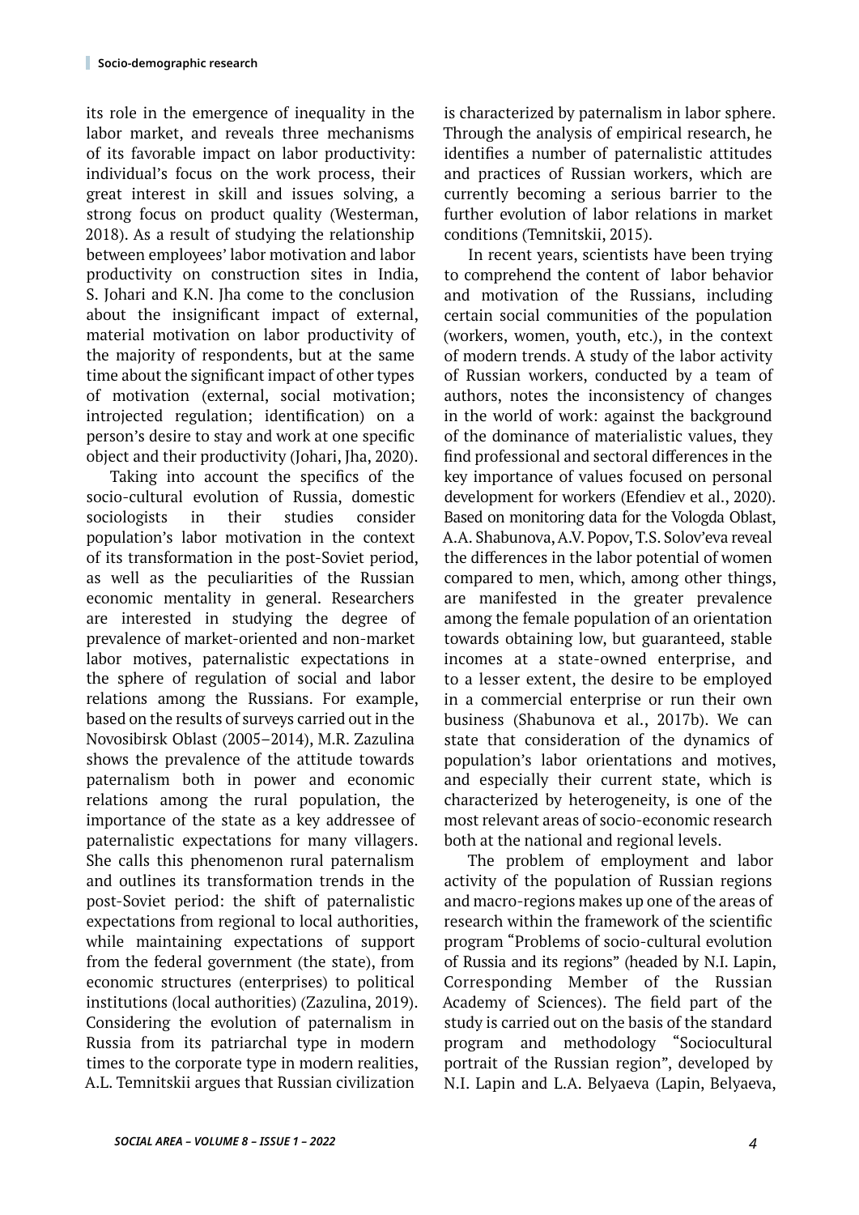its role in the emergence of inequality in the labor market, and reveals three mechanisms of its favorable impact on labor productivity: individual's focus on the work process, their great interest in skill and issues solving, a strong focus on product quality (Westerman, 2018). As a result of studying the relationship between employees' labor motivation and labor productivity on construction sites in India, S. Johari and K.N. Jha come to the conclusion about the insignificant impact of external, material motivation on labor productivity of the majority of respondents, but at the same time about the significant impact of other types of motivation (external, social motivation; introjected regulation; identification) on a person's desire to stay and work at one specific object and their productivity (Johari, Jha, 2020).

Taking into account the specifics of the socio-cultural evolution of Russia, domestic sociologists in their studies consider population's labor motivation in the context of its transformation in the post-Soviet period, as well as the peculiarities of the Russian economic mentality in general. Researchers are interested in studying the degree of prevalence of market-oriented and non-market labor motives, paternalistic expectations in the sphere of regulation of social and labor relations among the Russians. For example, based on the results of surveys carried out in the Novosibirsk Oblast (2005–2014), M.R. Zazulina shows the prevalence of the attitude towards paternalism both in power and economic relations among the rural population, the importance of the state as a key addressee of paternalistic expectations for many villagers. She calls this phenomenon rural paternalism and outlines its transformation trends in the post-Soviet period: the shift of paternalistic expectations from regional to local authorities, while maintaining expectations of support from the federal government (the state), from economic structures (enterprises) to political institutions (local authorities) (Zazulina, 2019). Considering the evolution of paternalism in Russia from its patriarchal type in modern times to the corporate type in modern realities, A.L. Temnitskii argues that Russian civilization is characterized by paternalism in labor sphere. Through the analysis of empirical research, he identifies a number of paternalistic attitudes and practices of Russian workers, which are currently becoming a serious barrier to the further evolution of labor relations in market conditions (Temnitskii, 2015).

In recent years, scientists have been trying to comprehend the content of labor behavior and motivation of the Russians, including certain social communities of the population (workers, women, youth, etc.), in the context of modern trends. A study of the labor activity of Russian workers, conducted by a team of authors, notes the inconsistency of changes in the world of work: against the background of the dominance of materialistic values, they find professional and sectoral differences in the key importance of values focused on personal development for workers (Efendiev et al., 2020). Based on monitoring data for the Vologda Oblast, A.A. Shabunova, A.V. Popov, T.S. Solov'eva reveal the differences in the labor potential of women compared to men, which, among other things, are manifested in the greater prevalence among the female population of an orientation towards obtaining low, but guaranteed, stable incomes at a state-owned enterprise, and to a lesser extent, the desire to be employed in a commercial enterprise or run their own business (Shabunova et al., 2017b). We can state that consideration of the dynamics of population's labor orientations and motives, and especially their current state, which is characterized by heterogeneity, is one of the most relevant areas of socio-economic research both at the national and regional levels.

The problem of employment and labor activity of the population of Russian regions and macro-regions makes up one of the areas of research within the framework of the scientific program "Problems of socio-cultural evolution of Russia and its regions" (headed by N.I. Lapin, Corresponding Member of the Russian Academy of Sciences). The field part of the study is carried out on the basis of the standard program and methodology "Sociocultural portrait of the Russian region", developed by N.I. Lapin and L.A. Belyaeva (Lapin, Belyaeva,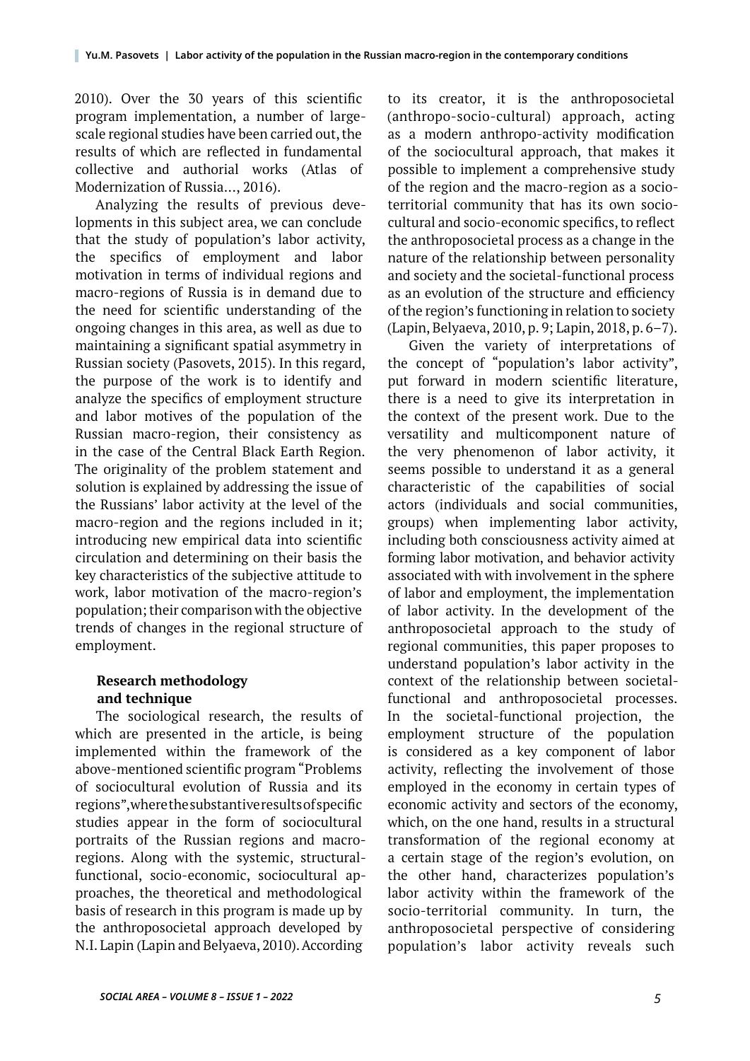2010). Over the 30 years of this scientific program implementation, a number of large-scale regional studies have been carried out, the results of which are reflected in fundamental collective and authorial works (Atlas of Modernization of Russia…, 2016).

Analyzing the results of previous developments in this subject area, we can conclude that the study of population's labor activity, the specifics of employment and labor motivation in terms of individual regions and macro-regions of Russia is in demand due to the need for scientific understanding of the ongoing changes in this area, as well as due to maintaining a significant spatial asymmetry in Russian society (Pasovets, 2015). In this regard, the purpose of the work is to identify and analyze the specifics of employment structure and labor motives of the population of the Russian macro-region, their consistency as in the case of the Central Black Earth Region. The originality of the problem statement and solution is explained by addressing the issue of the Russians' labor activity at the level of the macro-region and the regions included in it; introducing new empirical data into scientific circulation and determining on their basis the key characteristics of the subjective attitude to work, labor motivation of the macro-region's population; their comparison with the objective trends of changes in the regional structure of employment.

## Research methodology and technique

The sociological research, the results of which are presented in the article, is being implemented within the framework of the above-mentioned scientific program "Problems of sociocultural evolution of Russia and its regions", where the substantive results of specific studies appear in the form of sociocultural portraits of the Russian regions and macro-regions. Along with the systemic, structural-functional, socio-economic, sociocultural approaches, the theoretical and methodological basis of research in this program is made up by the anthroposocietal approach developed by N.I. Lapin (Lapin and Belyaeva, 2010). According to its creator, it is the anthroposocietal (anthropo-socio-cultural) approach, acting as a modern anthropo-activity modification of the sociocultural approach, that makes it possible to implement a comprehensive study of the region and the macro-region as a socio-territorial community that has its own socio-cultural and socio-economic specifics, to reflect the anthroposocietal process as a change in the nature of the relationship between personality and society and the societal-functional process as an evolution of the structure and efficiency of the region's functioning in relation to society (Lapin, Belyaeva, 2010, p. 9; Lapin, 2018, p. 6–7).

Given the variety of interpretations of the concept of "population's labor activity", put forward in modern scientific literature, there is a need to give its interpretation in the context of the present work. Due to the versatility and multicomponent nature of the very phenomenon of labor activity, it seems possible to understand it as a general characteristic of the capabilities of social actors (individuals and social communities, groups) when implementing labor activity, including both consciousness activity aimed at forming labor motivation, and behavior activity associated with with involvement in the sphere of labor and employment, the implementation of labor activity. In the development of the anthroposocietal approach to the study of regional communities, this paper proposes to understand population's labor activity in the context of the relationship between societal-functional and anthroposocietal processes. In the societal-functional projection, the employment structure of the population is considered as a key component of labor activity, reflecting the involvement of those employed in the economy in certain types of economic activity and sectors of the economy, which, on the one hand, results in a structural transformation of the regional economy at a certain stage of the region's evolution, on the other hand, characterizes population's labor activity within the framework of the socio-territorial community. In turn, the anthroposocietal perspective of considering population's labor activity reveals such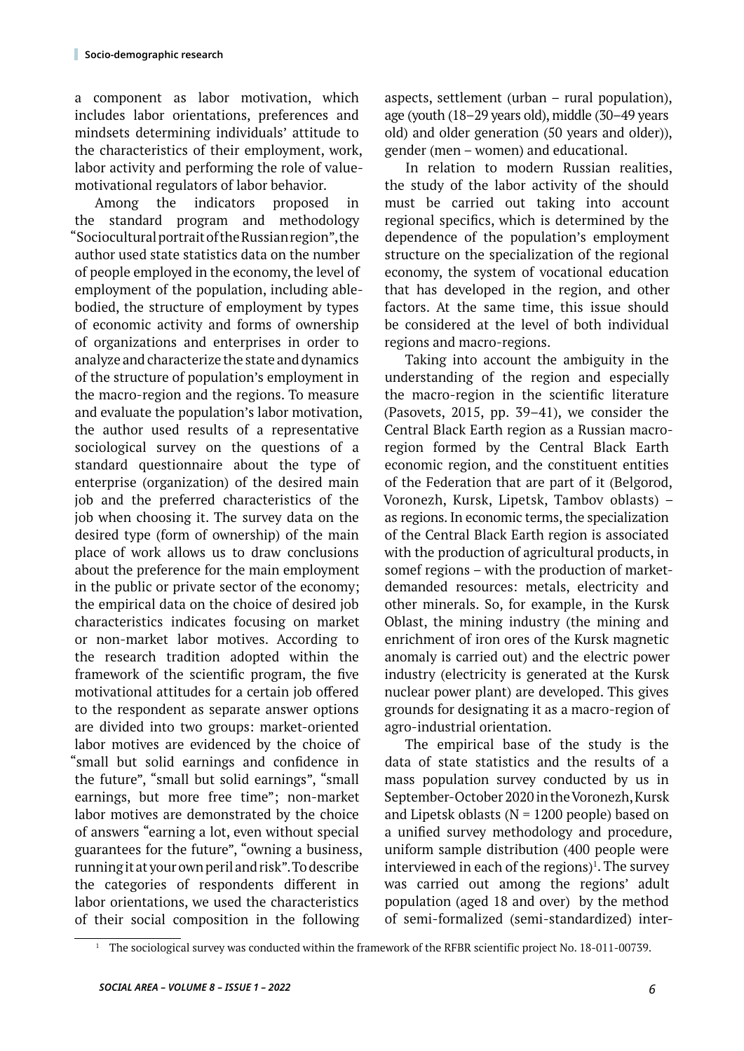a component as labor motivation, which includes labor orientations, preferences and mindsets determining individuals' attitude to the characteristics of their employment, work, labor activity and performing the role of value-motivational regulators of labor behavior.

Among the indicators proposed in the standard program and methodology "Sociocultural portrait of the Russian region", the author used state statistics data on the number of people employed in the economy, the level of employment of the population, including able-bodied, the structure of employment by types of economic activity and forms of ownership of organizations and enterprises in order to analyze and characterize the state and dynamics of the structure of population's employment in the macro-region and the regions. To measure and evaluate the population's labor motivation, the author used results of a representative sociological survey on the questions of a standard questionnaire about the type of enterprise (organization) of the desired main job and the preferred characteristics of the job when choosing it. The survey data on the desired type (form of ownership) of the main place of work allows us to draw conclusions about the preference for the main employment in the public or private sector of the economy; the empirical data on the choice of desired job characteristics indicates focusing on market or non-market labor motives. According to the research tradition adopted within the framework of the scientific program, the five motivational attitudes for a certain job offered to the respondent as separate answer options are divided into two groups: market-oriented labor motives are evidenced by the choice of "small but solid earnings and confidence in the future", "small but solid earnings", "small earnings, but more free time"; non-market labor motives are demonstrated by the choice of answers "earning a lot, even without special guarantees for the future", "owning a business, running it at your own peril and risk". To describe the categories of respondents different in labor orientations, we used the characteristics of their social composition in the following aspects, settlement (urban – rural population), age (youth (18–29 years old), middle (30–49 years old) and older generation (50 years and older)), gender (men – women) and educational.

In relation to modern Russian realities, the study of the labor activity of the should must be carried out taking into account regional specifics, which is determined by the dependence of the population's employment structure on the specialization of the regional economy, the system of vocational education that has developed in the region, and other factors. At the same time, this issue should be considered at the level of both individual regions and macro-regions.

Taking into account the ambiguity in the understanding of the region and especially the macro-region in the scientific literature (Pasovets, 2015, pp. 39–41), we consider the Central Black Earth region as a Russian macro-region formed by the Central Black Earth economic region, and the constituent entities of the Federation that are part of it (Belgorod, Voronezh, Kursk, Lipetsk, Tambov oblasts) – as regions. In economic terms, the specialization of the Central Black Earth region is associated with the production of agricultural products, in somef regions – with the production of market-demanded resources: metals, electricity and other minerals. So, for example, in the Kursk Oblast, the mining industry (the mining and enrichment of iron ores of the Kursk magnetic anomaly is carried out) and the electric power industry (electricity is generated at the Kursk nuclear power plant) are developed. This gives grounds for designating it as a macro-region of agro-industrial orientation.

The empirical base of the study is the data of state statistics and the results of a mass population survey conducted by us in September-October 2020 in the Voronezh, Kursk and Lipetsk oblasts (N = 1200 people) based on a unified survey methodology and procedure, uniform sample distribution (400 people were interviewed in each of the regions)[1]. The survey was carried out among the regions' adult population (aged 18 and over) by the method of semi-formalized (semi-standardized) inter-

[1] The sociological survey was conducted within the framework of the RFBR scientific project No. 18-011-00739.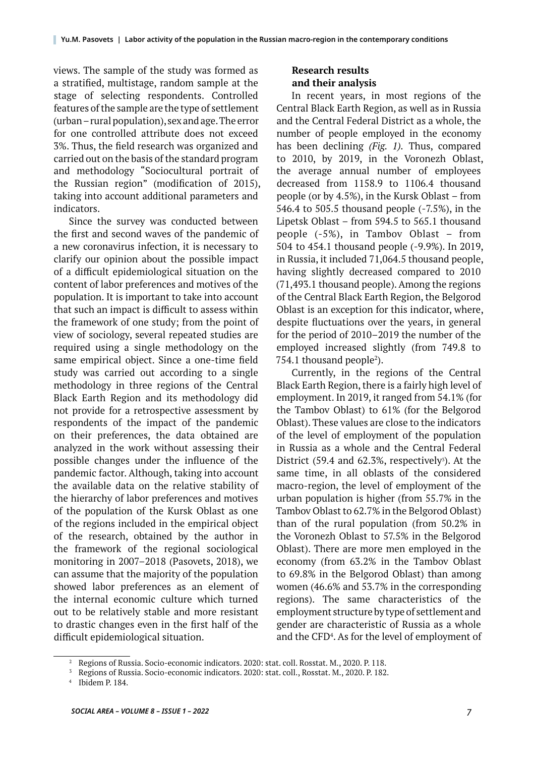views. The sample of the study was formed as a stratified, multistage, random sample at the stage of selecting respondents. Controlled features of the sample are the type of settlement (urban – rural population), sex and age. The error for one controlled attribute does not exceed 3%. Thus, the field research was organized and carried out on the basis of the standard program and methodology "Sociocultural portrait of the Russian region" (modification of 2015), taking into account additional parameters and indicators.

Since the survey was conducted between the first and second waves of the pandemic of a new coronavirus infection, it is necessary to clarify our opinion about the possible impact of a difficult epidemiological situation on the content of labor preferences and motives of the population. It is important to take into account that such an impact is difficult to assess within the framework of one study; from the point of view of sociology, several repeated studies are required using a single methodology on the same empirical object. Since a one-time field study was carried out according to a single methodology in three regions of the Central Black Earth Region and its methodology did not provide for a retrospective assessment by respondents of the impact of the pandemic on their preferences, the data obtained are analyzed in the work without assessing their possible changes under the influence of the pandemic factor. Although, taking into account the available data on the relative stability of the hierarchy of labor preferences and motives of the population of the Kursk Oblast as one of the regions included in the empirical object of the research, obtained by the author in the framework of the regional sociological monitoring in 2007–2018 (Pasovets, 2018), we can assume that the majority of the population showed labor preferences as an element of the internal economic culture which turned out to be relatively stable and more resistant to drastic changes even in the first half of the difficult epidemiological situation.

## Research results and their analysis

In recent years, in most regions of the Central Black Earth Region, as well as in Russia and the Central Federal District as a whole, the number of people employed in the economy has been declining *(Fig. 1)*. Thus, compared to 2010, by 2019, in the Voronezh Oblast, the average annual number of employees decreased from 1158.9 to 1106.4 thousand people (or by 4.5%), in the Kursk Oblast – from 546.4 to 505.5 thousand people (-7.5%), in the Lipetsk Oblast – from 594.5 to 565.1 thousand people (-5%), in Tambov Oblast – from 504 to 454.1 thousand people (-9.9%). In 2019, in Russia, it included 71,064.5 thousand people, having slightly decreased compared to 2010 (71,493.1 thousand people). Among the regions of the Central Black Earth Region, the Belgorod Oblast is an exception for this indicator, where, despite fluctuations over the years, in general for the period of 2010–2019 the number of the employed increased slightly (from 749.8 to 754.1 thousand people[2]).

Currently, in the regions of the Central Black Earth Region, there is a fairly high level of employment. In 2019, it ranged from 54.1% (for the Tambov Oblast) to 61% (for the Belgorod Oblast). These values are close to the indicators of the level of employment of the population in Russia as a whole and the Central Federal District (59.4 and 62.3%, respectively[3]). At the same time, in all oblasts of the considered macro-region, the level of employment of the urban population is higher (from 55.7% in the Tambov Oblast to 62.7% in the Belgorod Oblast) than of the rural population (from 50.2% in the Voronezh Oblast to 57.5% in the Belgorod Oblast). There are more men employed in the economy (from 63.2% in the Tambov Oblast to 69.8% in the Belgorod Oblast) than among women (46.6% and 53.7% in the corresponding regions). The same characteristics of the employment structure by type of settlement and gender are characteristic of Russia as a whole and the CFD[4]. As for the level of employment of

---

[2] Regions of Russia. Socio-economic indicators. 2020: stat. coll. Rosstat. M., 2020. P. 118.

[3] Regions of Russia. Socio-economic indicators. 2020: stat. coll., Rosstat. M., 2020. P. 182.

[4] Ibidem P. 184.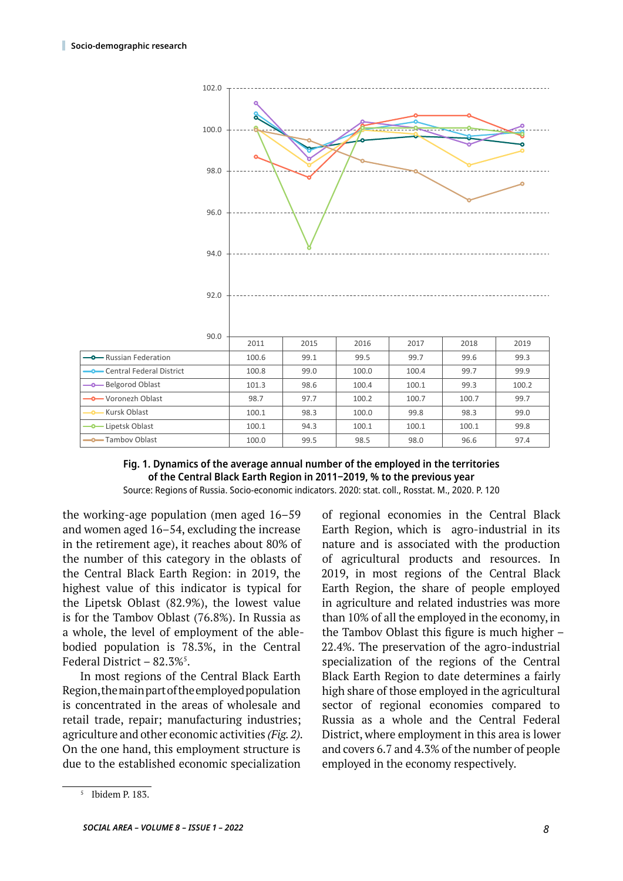| | 2011 | 2015 | 2016 | 2017 | 2018 | 2019 |
|---|---|---|---|---|---|---|
| Russian Federation | 100.6 | 99.1 | 99.5 | 99.7 | 99.6 | 99.3 |
| Central Federal District | 100.8 | 99.0 | 100.0 | 100.4 | 99.7 | 99.9 |
| Belgorod Oblast | 101.3 | 98.6 | 100.4 | 100.1 | 99.3 | 100.2 |
| Voronezh Oblast | 98.7 | 97.7 | 100.2 | 100.7 | 100.7 | 99.7 |
| Kursk Oblast | 100.1 | 98.3 | 100.0 | 99.8 | 98.3 | 99.0 |
| Lipetsk Oblast | 100.1 | 94.3 | 100.1 | 100.1 | 100.1 | 99.8 |
| Tambov Oblast | 100.0 | 99.5 | 98.5 | 98.0 | 96.6 | 97.4 |

**Fig. 1. Dynamics of the average annual number of the employed in the territories of the Central Black Earth Region in 2011–2019, % to the previous year**

Source: Regions of Russia. Socio-economic indicators. 2020: stat. coll., Rosstat. M., 2020. P. 120

the working-age population (men aged 16–59 and women aged 16–54, excluding the increase in the retirement age), it reaches about 80% of the number of this category in the oblasts of the Central Black Earth Region: in 2019, the highest value of this indicator is typical for the Lipetsk Oblast (82.9%), the lowest value is for the Tambov Oblast (76.8%). In Russia as a whole, the level of employment of the able-bodied population is 78.3%, in the Central Federal District – 82.3%[5].

In most regions of the Central Black Earth Region, the main part of the employed population is concentrated in the areas of wholesale and retail trade, repair; manufacturing industries; agriculture and other economic activities *(Fig. 2)*. On the one hand, this employment structure is due to the established economic specialization of regional economies in the Central Black Earth Region, which is agro-industrial in its nature and is associated with the production of agricultural products and resources. In 2019, in most regions of the Central Black Earth Region, the share of people employed in agriculture and related industries was more than 10% of all the employed in the economy, in the Tambov Oblast this figure is much higher – 22.4%. The preservation of the agro-industrial specialization of the regions of the Central Black Earth Region to date determines a fairly high share of those employed in the agricultural sector of regional economies compared to Russia as a whole and the Central Federal District, where employment in this area is lower and covers 6.7 and 4.3% of the number of people employed in the economy respectively.

[5] Ibidem P. 183.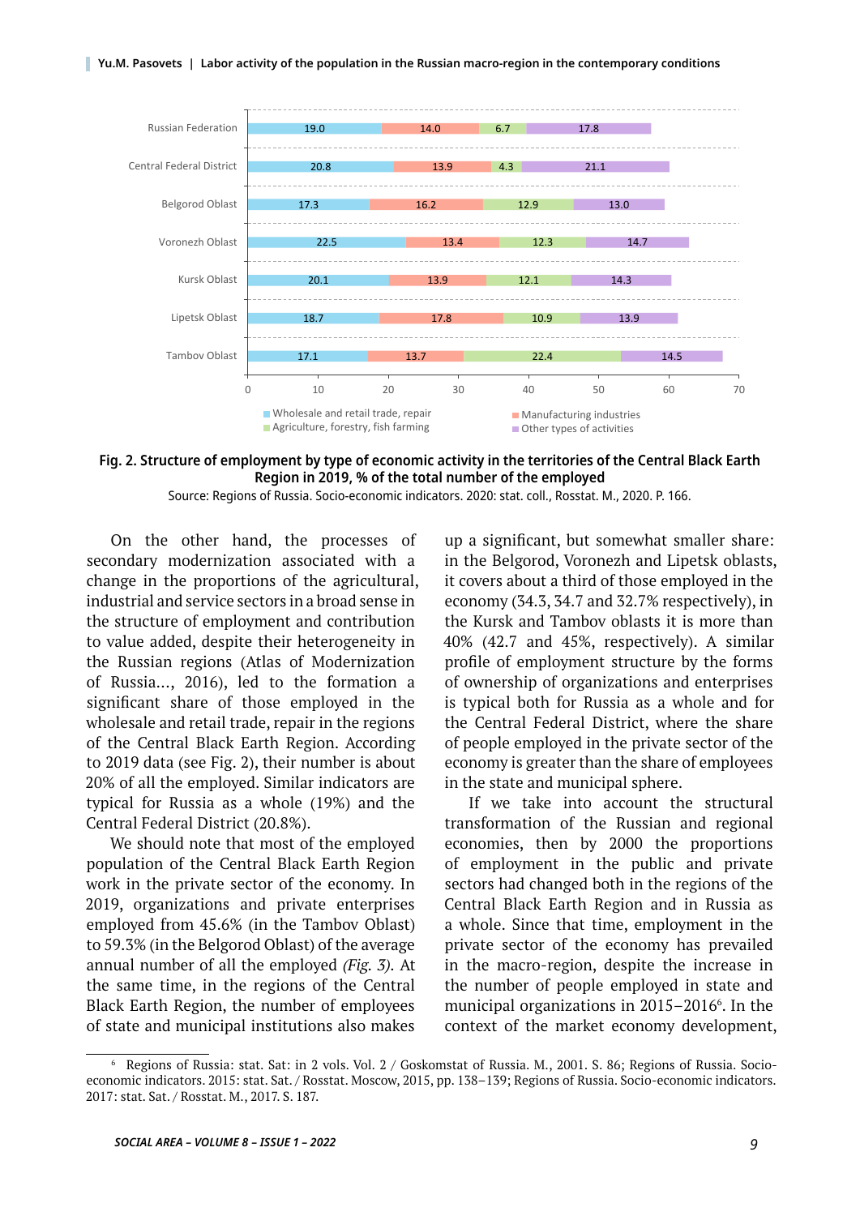| | Wholesale and retail trade, repair | Manufacturing industries | Agriculture, forestry, fish farming | Other types of activities |
|---|---|---|---|---|
| Russian Federation | 19.0 | 14.0 | 6.7 | 17.8 |
| Central Federal District | 20.8 | 13.9 | 4.3 | 21.1 |
| Belgorod Oblast | 17.3 | 16.2 | 12.9 | 13.0 |
| Voronezh Oblast | 22.5 | 13.4 | 12.3 | 14.7 |
| Kursk Oblast | 20.1 | 13.9 | 12.1 | 14.3 |
| Lipetsk Oblast | 18.7 | 17.8 | 10.9 | 13.9 |
| Tambov Oblast | 17.1 | 13.7 | 22.4 | 14.5 |

**Fig. 2. Structure of employment by type of economic activity in the territories of the Central Black Earth Region in 2019, % of the total number of the employed**

Source: Regions of Russia. Socio-economic indicators. 2020: stat. coll., Rosstat. M., 2020. P. 166.

On the other hand, the processes of secondary modernization associated with a change in the proportions of the agricultural, industrial and service sectors in a broad sense in the structure of employment and contribution to value added, despite their heterogeneity in the Russian regions (Atlas of Modernization of Russia..., 2016), led to the formation a significant share of those employed in the wholesale and retail trade, repair in the regions of the Central Black Earth Region. According to 2019 data (see Fig. 2), their number is about 20% of all the employed. Similar indicators are typical for Russia as a whole (19%) and the Central Federal District (20.8%).

We should note that most of the employed population of the Central Black Earth Region work in the private sector of the economy. In 2019, organizations and private enterprises employed from 45.6% (in the Tambov Oblast) to 59.3% (in the Belgorod Oblast) of the average annual number of all the employed *(Fig. 3)*. At the same time, in the regions of the Central Black Earth Region, the number of employees of state and municipal institutions also makes up a significant, but somewhat smaller share: in the Belgorod, Voronezh and Lipetsk oblasts, it covers about a third of those employed in the economy (34.3, 34.7 and 32.7% respectively), in the Kursk and Tambov oblasts it is more than 40% (42.7 and 45%, respectively). A similar profile of employment structure by the forms of ownership of organizations and enterprises is typical both for Russia as a whole and for the Central Federal District, where the share of people employed in the private sector of the economy is greater than the share of employees in the state and municipal sphere.

If we take into account the structural transformation of the Russian and regional economies, then by 2000 the proportions of employment in the public and private sectors had changed both in the regions of the Central Black Earth Region and in Russia as a whole. Since that time, employment in the private sector of the economy has prevailed in the macro-region, despite the increase in the number of people employed in state and municipal organizations in 2015–2016[6]. In the context of the market economy development,

---

[6] Regions of Russia: stat. Sat: in 2 vols. Vol. 2 / Goskomstat of Russia. M., 2001. S. 86; Regions of Russia. Socio-economic indicators. 2015: stat. Sat. / Rosstat. Moscow, 2015, pp. 138–139; Regions of Russia. Socio-economic indicators. 2017: stat. Sat. / Rosstat. M., 2017. S. 187.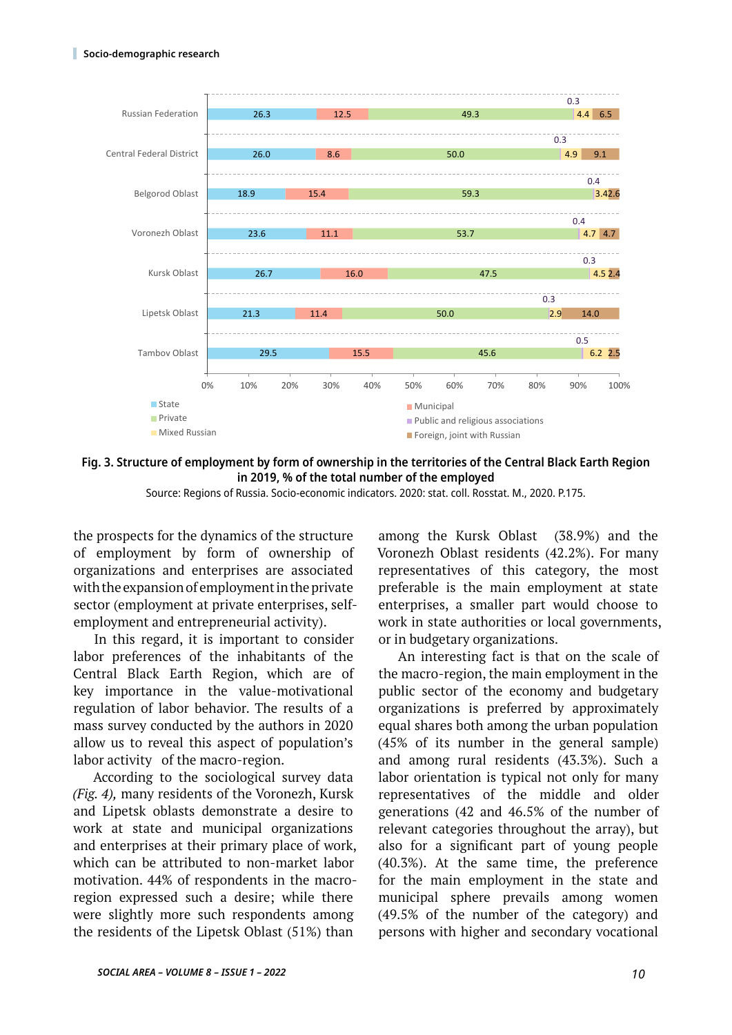| | State | Municipal | Private | Public and religious associations | Mixed Russian | Foreign, joint with Russian |
|---|---|---|---|---|---|---|
| Russian Federation | 26.3 | 12.5 | 49.3 | 0.3 | 4.4 | 6.5 |
| Central Federal District | 26.0 | 8.6 | 50.0 | 0.3 | 4.9 | 9.1 |
| Belgorod Oblast | 18.9 | 15.4 | 59.3 | 0.4 | 3.4 | 2.6 |
| Voronezh Oblast | 23.6 | 11.1 | 53.7 | 0.4 | 4.7 | 4.7 |
| Kursk Oblast | 26.7 | 16.0 | 47.5 | 0.3 | 4.5 | 2.4 |
| Lipetsk Oblast | 21.3 | 11.4 | 50.0 | 0.3 | 2.9 | 14.0 |
| Tambov Oblast | 29.5 | 15.5 | 45.6 | 0.5 | 6.2 | 2.5 |

**Fig. 3. Structure of employment by form of ownership in the territories of the Central Black Earth Region in 2019, % of the total number of the employed**

Source: Regions of Russia. Socio-economic indicators. 2020: stat. coll. Rosstat. M., 2020. P.175.

the prospects for the dynamics of the structure of employment by form of ownership of organizations and enterprises are associated with the expansion of employment in the private sector (employment at private enterprises, self-employment and entrepreneurial activity).

In this regard, it is important to consider labor preferences of the inhabitants of the Central Black Earth Region, which are of key importance in the value-motivational regulation of labor behavior. The results of a mass survey conducted by the authors in 2020 allow us to reveal this aspect of population's labor activity of the macro-region.

According to the sociological survey data *(Fig. 4),* many residents of the Voronezh, Kursk and Lipetsk oblasts demonstrate a desire to work at state and municipal organizations and enterprises at their primary place of work, which can be attributed to non-market labor motivation. 44% of respondents in the macro-region expressed such a desire; while there were slightly more such respondents among the residents of the Lipetsk Oblast (51%) than among the Kursk Oblast (38.9%) and the Voronezh Oblast residents (42.2%). For many representatives of this category, the most preferable is the main employment at state enterprises, a smaller part would choose to work in state authorities or local governments, or in budgetary organizations.

An interesting fact is that on the scale of the macro-region, the main employment in the public sector of the economy and budgetary organizations is preferred by approximately equal shares both among the urban population (45% of its number in the general sample) and among rural residents (43.3%). Such a labor orientation is typical not only for many representatives of the middle and older generations (42 and 46.5% of the number of relevant categories throughout the array), but also for a significant part of young people (40.3%). At the same time, the preference for the main employment in the state and municipal sphere prevails among women (49.5% of the number of the category) and persons with higher and secondary vocational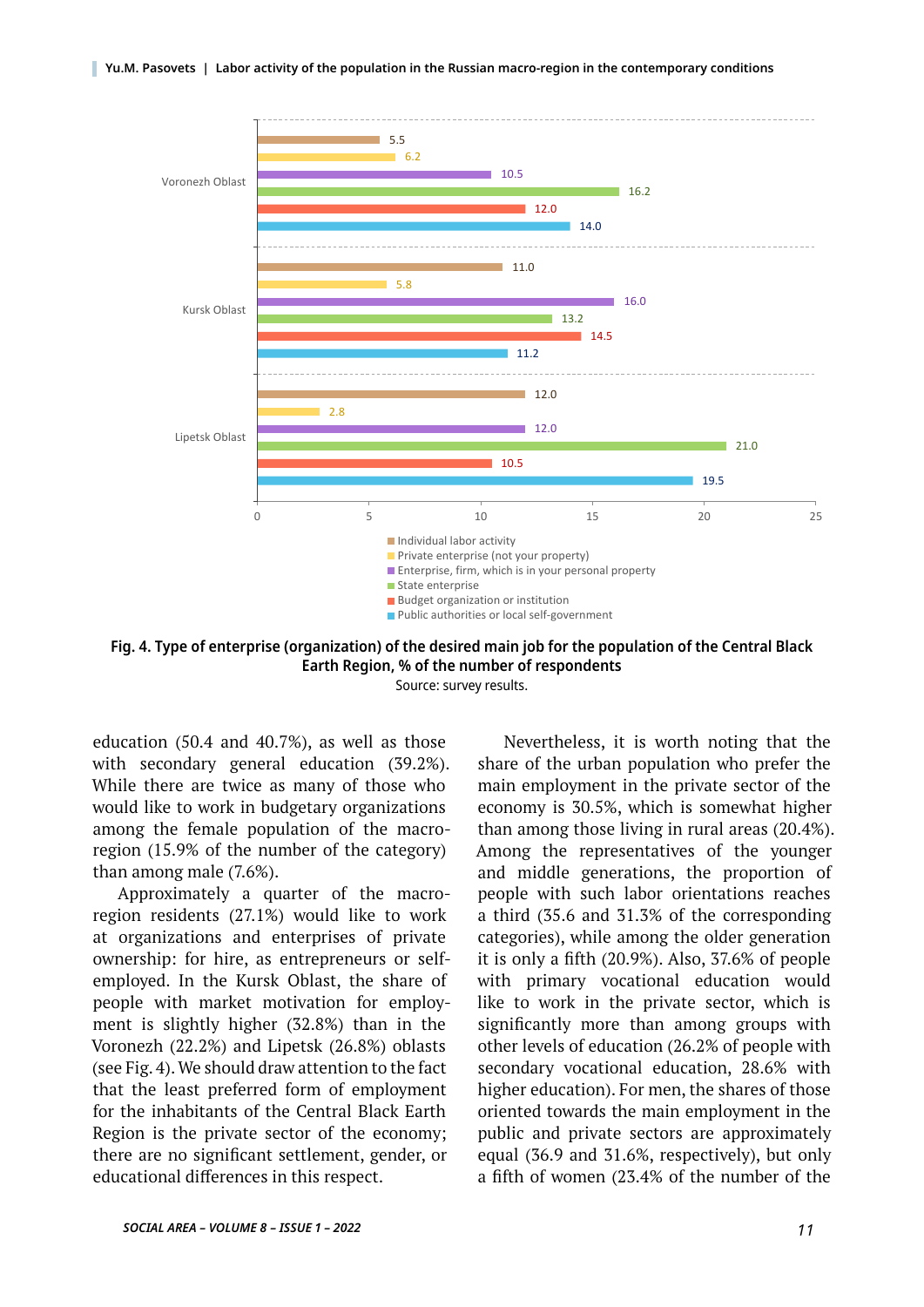| | Individual labor activity | Private enterprise (not your property) | Enterprise, firm, which is in your personal property | State enterprise | Budget organization or institution | Public authorities or local self-government |
|---|---|---|---|---|---|---|
| Voronezh Oblast | 5.5 | 6.2 | 10.5 | 16.2 | 12.0 | 14.0 |
| Kursk Oblast | 11.0 | 5.8 | 16.0 | 13.2 | 14.5 | 11.2 |
| Lipetsk Oblast | 12.0 | 2.8 | 12.0 | 21.0 | 10.5 | 19.5 |

**Fig. 4. Type of enterprise (organization) of the desired main job for the population of the Central Black Earth Region, % of the number of respondents**

Source: survey results.

education (50.4 and 40.7%), as well as those with secondary general education (39.2%). While there are twice as many of those who would like to work in budgetary organizations among the female population of the macro-region (15.9% of the number of the category) than among male (7.6%).

Approximately a quarter of the macro-region residents (27.1%) would like to work at organizations and enterprises of private ownership: for hire, as entrepreneurs or self-employed. In the Kursk Oblast, the share of people with market motivation for employment is slightly higher (32.8%) than in the Voronezh (22.2%) and Lipetsk (26.8%) oblasts (see Fig. 4). We should draw attention to the fact that the least preferred form of employment for the inhabitants of the Central Black Earth Region is the private sector of the economy; there are no significant settlement, gender, or educational differences in this respect.

Nevertheless, it is worth noting that the share of the urban population who prefer the main employment in the private sector of the economy is 30.5%, which is somewhat higher than among those living in rural areas (20.4%). Among the representatives of the younger and middle generations, the proportion of people with such labor orientations reaches a third (35.6 and 31.3% of the corresponding categories), while among the older generation it is only a fifth (20.9%). Also, 37.6% of people with primary vocational education would like to work in the private sector, which is significantly more than among groups with other levels of education (26.2% of people with secondary vocational education, 28.6% with higher education). For men, the shares of those oriented towards the main employment in the public and private sectors are approximately equal (36.9 and 31.6%, respectively), but only a fifth of women (23.4% of the number of the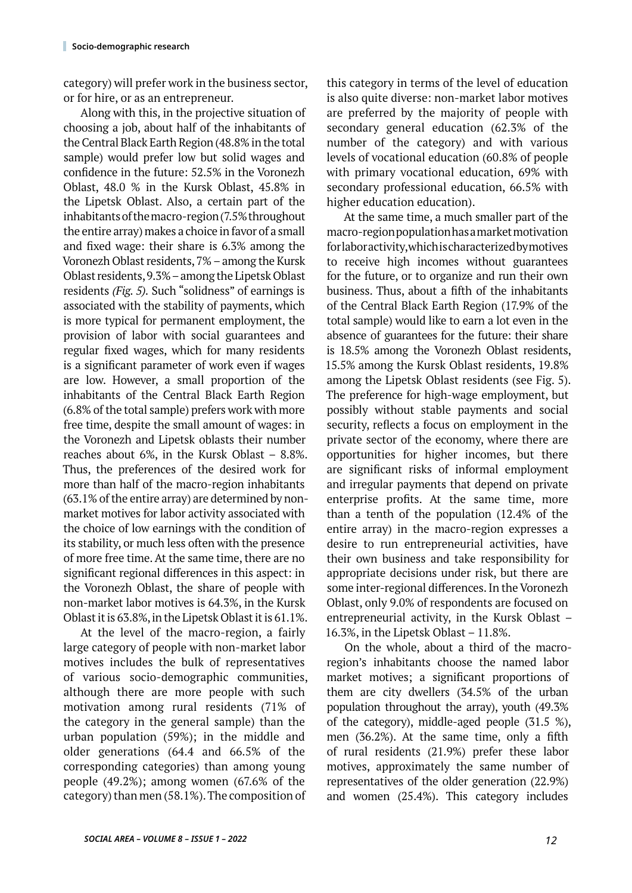category) will prefer work in the business sector, or for hire, or as an entrepreneur.

Along with this, in the projective situation of choosing a job, about half of the inhabitants of the Central Black Earth Region (48.8% in the total sample) would prefer low but solid wages and confidence in the future: 52.5% in the Voronezh Oblast, 48.0 % in the Kursk Oblast, 45.8% in the Lipetsk Oblast. Also, a certain part of the inhabitants of the macro-region (7.5% throughout the entire array) makes a choice in favor of a small and fixed wage: their share is 6.3% among the Voronezh Oblast residents, 7% – among the Kursk Oblast residents, 9.3% – among the Lipetsk Oblast residents *(Fig. 5)*. Such "solidness" of earnings is associated with the stability of payments, which is more typical for permanent employment, the provision of labor with social guarantees and regular fixed wages, which for many residents is a significant parameter of work even if wages are low. However, a small proportion of the inhabitants of the Central Black Earth Region (6.8% of the total sample) prefers work with more free time, despite the small amount of wages: in the Voronezh and Lipetsk oblasts their number reaches about 6%, in the Kursk Oblast – 8.8%. Thus, the preferences of the desired work for more than half of the macro-region inhabitants (63.1% of the entire array) are determined by non-market motives for labor activity associated with the choice of low earnings with the condition of its stability, or much less often with the presence of more free time. At the same time, there are no significant regional differences in this aspect: in the Voronezh Oblast, the share of people with non-market labor motives is 64.3%, in the Kursk Oblast it is 63.8%, in the Lipetsk Oblast it is 61.1%.

At the level of the macro-region, a fairly large category of people with non-market labor motives includes the bulk of representatives of various socio-demographic communities, although there are more people with such motivation among rural residents (71% of the category in the general sample) than the urban population (59%); in the middle and older generations (64.4 and 66.5% of the corresponding categories) than among young people (49.2%); among women (67.6% of the category) than men (58.1%). The composition of this category in terms of the level of education is also quite diverse: non-market labor motives are preferred by the majority of people with secondary general education (62.3% of the number of the category) and with various levels of vocational education (60.8% of people with primary vocational education, 69% with secondary professional education, 66.5% with higher education education).

At the same time, a much smaller part of the macro-region population has a market motivation for labor activity, which is characterized by motives to receive high incomes without guarantees for the future, or to organize and run their own business. Thus, about a fifth of the inhabitants of the Central Black Earth Region (17.9% of the total sample) would like to earn a lot even in the absence of guarantees for the future: their share is 18.5% among the Voronezh Oblast residents, 15.5% among the Kursk Oblast residents, 19.8% among the Lipetsk Oblast residents (see Fig. 5). The preference for high-wage employment, but possibly without stable payments and social security, reflects a focus on employment in the private sector of the economy, where there are opportunities for higher incomes, but there are significant risks of informal employment and irregular payments that depend on private enterprise profits. At the same time, more than a tenth of the population (12.4% of the entire array) in the macro-region expresses a desire to run entrepreneurial activities, have their own business and take responsibility for appropriate decisions under risk, but there are some inter-regional differences. In the Voronezh Oblast, only 9.0% of respondents are focused on entrepreneurial activity, in the Kursk Oblast – 16.3%, in the Lipetsk Oblast – 11.8%.

On the whole, about a third of the macro-region's inhabitants choose the named labor market motives; a significant proportions of them are city dwellers (34.5% of the urban population throughout the array), youth (49.3% of the category), middle-aged people (31.5 %), men (36.2%). At the same time, only a fifth of rural residents (21.9%) prefer these labor motives, approximately the same number of representatives of the older generation (22.9%) and women (25.4%). This category includes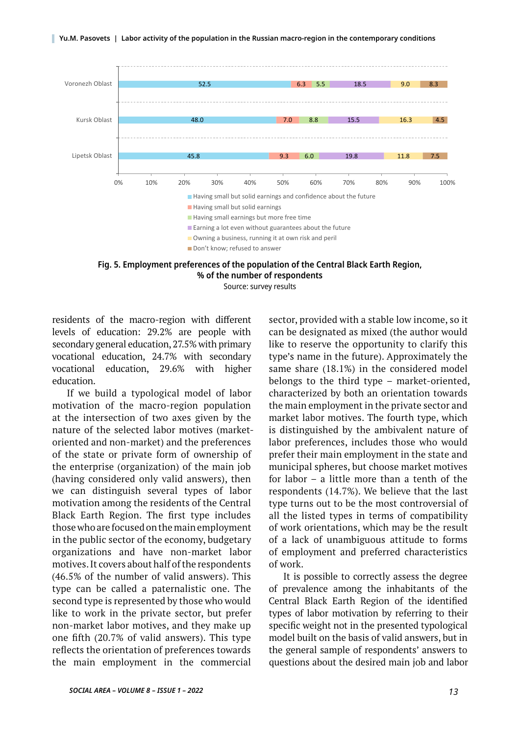| | Having small but solid earnings and confidence about the future | Having small but solid earnings | Having small earnings but more free time | Earning a lot even without guarantees about the future | Owning a business, running it at own risk and peril | Don't know; refused to answer |
|---|---|---|---|---|---|---|
| Voronezh Oblast | 52.5 | 6.3 | 5.5 | 18.5 | 9.0 | 8.3 |
| Kursk Oblast | 48.0 | 7.0 | 8.8 | 15.5 | 16.3 | 4.5 |
| Lipetsk Oblast | 45.8 | 9.3 | 6.0 | 19.8 | 11.8 | 7.5 |

**Fig. 5. Employment preferences of the population of the Central Black Earth Region, % of the number of respondents**

Source: survey results

residents of the macro-region with different levels of education: 29.2% are people with secondary general education, 27.5% with primary vocational education, 24.7% with secondary vocational education, 29.6% with higher education.

If we build a typological model of labor motivation of the macro-region population at the intersection of two axes given by the nature of the selected labor motives (market-oriented and non-market) and the preferences of the state or private form of ownership of the enterprise (organization) of the main job (having considered only valid answers), then we can distinguish several types of labor motivation among the residents of the Central Black Earth Region. The first type includes those who are focused on the main employment in the public sector of the economy, budgetary organizations and have non-market labor motives. It covers about half of the respondents (46.5% of the number of valid answers). This type can be called a paternalistic one. The second type is represented by those who would like to work in the private sector, but prefer non-market labor motives, and they make up one fifth (20.7% of valid answers). This type reflects the orientation of preferences towards the main employment in the commercial sector, provided with a stable low income, so it can be designated as mixed (the author would like to reserve the opportunity to clarify this type's name in the future). Approximately the same share (18.1%) in the considered model belongs to the third type – market-oriented, characterized by both an orientation towards the main employment in the private sector and market labor motives. The fourth type, which is distinguished by the ambivalent nature of labor preferences, includes those who would prefer their main employment in the state and municipal spheres, but choose market motives for labor – a little more than a tenth of the respondents (14.7%). We believe that the last type turns out to be the most controversial of all the listed types in terms of compatibility of work orientations, which may be the result of a lack of unambiguous attitude to forms of employment and preferred characteristics of work.

It is possible to correctly assess the degree of prevalence among the inhabitants of the Central Black Earth Region of the identified types of labor motivation by referring to their specific weight not in the presented typological model built on the basis of valid answers, but in the general sample of respondents' answers to questions about the desired main job and labor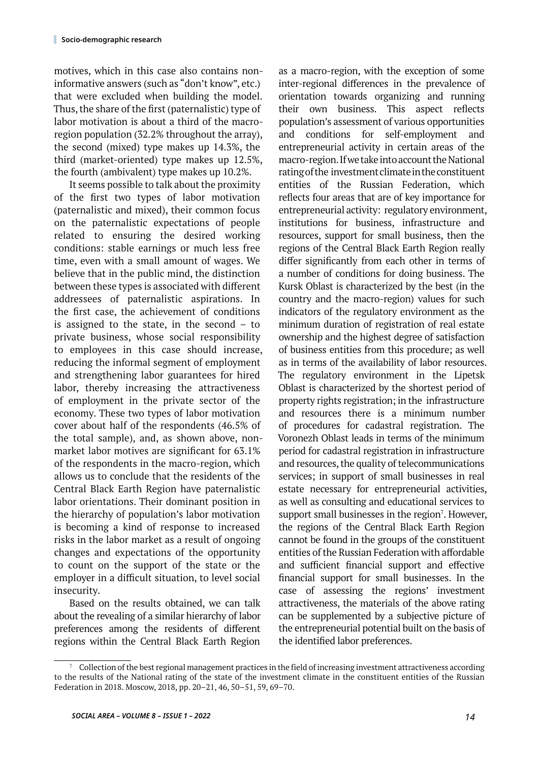motives, which in this case also contains non-informative answers (such as "don't know", etc.) that were excluded when building the model. Thus, the share of the first (paternalistic) type of labor motivation is about a third of the macro-region population (32.2% throughout the array), the second (mixed) type makes up 14.3%, the third (market-oriented) type makes up 12.5%, the fourth (ambivalent) type makes up 10.2%.

It seems possible to talk about the proximity of the first two types of labor motivation (paternalistic and mixed), their common focus on the paternalistic expectations of people related to ensuring the desired working conditions: stable earnings or much less free time, even with a small amount of wages. We believe that in the public mind, the distinction between these types is associated with different addressees of paternalistic aspirations. In the first case, the achievement of conditions is assigned to the state, in the second – to private business, whose social responsibility to employees in this case should increase, reducing the informal segment of employment and strengthening labor guarantees for hired labor, thereby increasing the attractiveness of employment in the private sector of the economy. These two types of labor motivation cover about half of the respondents (46.5% of the total sample), and, as shown above, non-market labor motives are significant for 63.1% of the respondents in the macro-region, which allows us to conclude that the residents of the Central Black Earth Region have paternalistic labor orientations. Their dominant position in the hierarchy of population's labor motivation is becoming a kind of response to increased risks in the labor market as a result of ongoing changes and expectations of the opportunity to count on the support of the state or the employer in a difficult situation, to level social insecurity.

Based on the results obtained, we can talk about the revealing of a similar hierarchy of labor preferences among the residents of different regions within the Central Black Earth Region as a macro-region, with the exception of some inter-regional differences in the prevalence of orientation towards organizing and running their own business. This aspect reflects population's assessment of various opportunities and conditions for self-employment and entrepreneurial activity in certain areas of the macro-region. If we take into account the National rating of the investment climate in the constituent entities of the Russian Federation, which reflects four areas that are of key importance for entrepreneurial activity: regulatory environment, institutions for business, infrastructure and resources, support for small business, then the regions of the Central Black Earth Region really differ significantly from each other in terms of a number of conditions for doing business. The Kursk Oblast is characterized by the best (in the country and the macro-region) values for such indicators of the regulatory environment as the minimum duration of registration of real estate ownership and the highest degree of satisfaction of business entities from this procedure; as well as in terms of the availability of labor resources. The regulatory environment in the Lipetsk Oblast is characterized by the shortest period of property rights registration; in the infrastructure and resources there is a minimum number of procedures for cadastral registration. The Voronezh Oblast leads in terms of the minimum period for cadastral registration in infrastructure and resources, the quality of telecommunications services; in support of small businesses in real estate necessary for entrepreneurial activities, as well as consulting and educational services to support small businesses in the region[7]. However, the regions of the Central Black Earth Region cannot be found in the groups of the constituent entities of the Russian Federation with affordable and sufficient financial support and effective financial support for small businesses. In the case of assessing the regions' investment attractiveness, the materials of the above rating can be supplemented by a subjective picture of the entrepreneurial potential built on the basis of the identified labor preferences.

[7] Collection of the best regional management practices in the field of increasing investment attractiveness according to the results of the National rating of the state of the investment climate in the constituent entities of the Russian Federation in 2018. Moscow, 2018, pp. 20–21, 46, 50–51, 59, 69–70.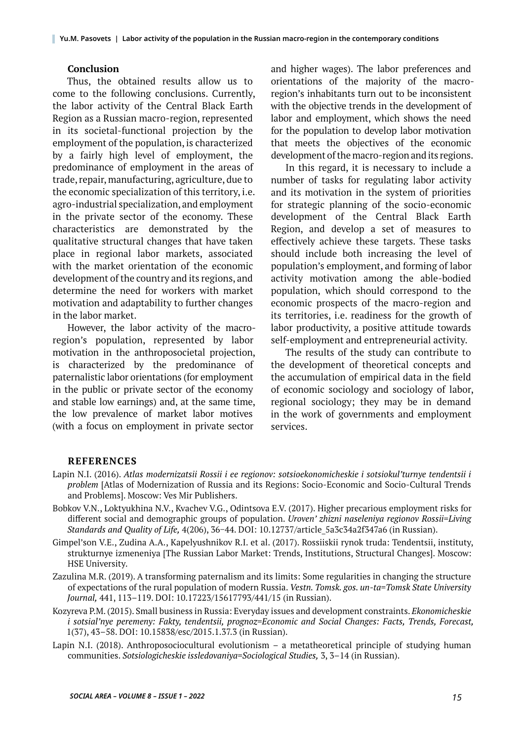## Conclusion

Thus, the obtained results allow us to come to the following conclusions. Currently, the labor activity of the Central Black Earth Region as a Russian macro-region, represented in its societal-functional projection by the employment of the population, is characterized by a fairly high level of employment, the predominance of employment in the areas of trade, repair, manufacturing, agriculture, due to the economic specialization of this territory, i.e. agro-industrial specialization, and employment in the private sector of the economy. These characteristics are demonstrated by the qualitative structural changes that have taken place in regional labor markets, associated with the market orientation of the economic development of the country and its regions, and determine the need for workers with market motivation and adaptability to further changes in the labor market.

However, the labor activity of the macro-region's population, represented by labor motivation in the anthroposocietal projection, is characterized by the predominance of paternalistic labor orientations (for employment in the public or private sector of the economy and stable low earnings) and, at the same time, the low prevalence of market labor motives (with a focus on employment in private sector and higher wages). The labor preferences and orientations of the majority of the macro-region's inhabitants turn out to be inconsistent with the objective trends in the development of labor and employment, which shows the need for the population to develop labor motivation that meets the objectives of the economic development of the macro-region and its regions.

In this regard, it is necessary to include a number of tasks for regulating labor activity and its motivation in the system of priorities for strategic planning of the socio-economic development of the Central Black Earth Region, and develop a set of measures to effectively achieve these targets. These tasks should include both increasing the level of population's employment, and forming of labor activity motivation among the able-bodied population, which should correspond to the economic prospects of the macro-region and its territories, i.e. readiness for the growth of labor productivity, a positive attitude towards self-employment and entrepreneurial activity.

The results of the study can contribute to the development of theoretical concepts and the accumulation of empirical data in the field of economic sociology and sociology of labor, regional sociology; they may be in demand in the work of governments and employment services.

## REFERENCES

Lapin N.I. (2016). *Atlas modernizatsii Rossii i ee regionov: sotsioekonomicheskie i sotsiokul'turnye tendentsii i problem* [Atlas of Modernization of Russia and its Regions: Socio-Economic and Socio-Cultural Trends and Problems]. Moscow: Ves Mir Publishers.

Bobkov V.N., Loktyukhina N.V., Kvachev V.G., Odintsova E.V. (2017). Higher precarious employment risks for different social and demographic groups of population. *Uroven' zhizni naseleniya regionov Rossii=Living Standards and Quality of Life,* 4(206), 36–44. DOI: 10.12737/article_5a3c34a2f347a6 (in Russian).

Gimpel'son V.E., Zudina A.A., Kapelyushnikov R.I. et al. (2017). Rossiiskii rynok truda: Tendentsii, instituty, strukturnye izmeneniya [The Russian Labor Market: Trends, Institutions, Structural Changes]. Moscow: HSE University.

Zazulina M.R. (2019). A transforming paternalism and its limits: Some regularities in changing the structure of expectations of the rural population of modern Russia. *Vestn. Tomsk. gos. un-ta=Tomsk State University Journal,* 441, 113–119. DOI: 10.17223/15617793/441/15 (in Russian).

Kozyreva P.M. (2015). Small business in Russia: Everyday issues and development constraints. *Ekonomicheskie i sotsial'nye peremeny: Fakty, tendentsii, prognoz=Economic and Social Changes: Facts, Trends, Forecast,* 1(37), 43–58. DOI: 10.15838/esc/2015.1.37.3 (in Russian).

Lapin N.I. (2018). Anthroposociocultural evolutionism – a metatheoretical principle of studying human communities. *Sotsiologicheskie issledovaniya=Sociological Studies,* 3, 3–14 (in Russian).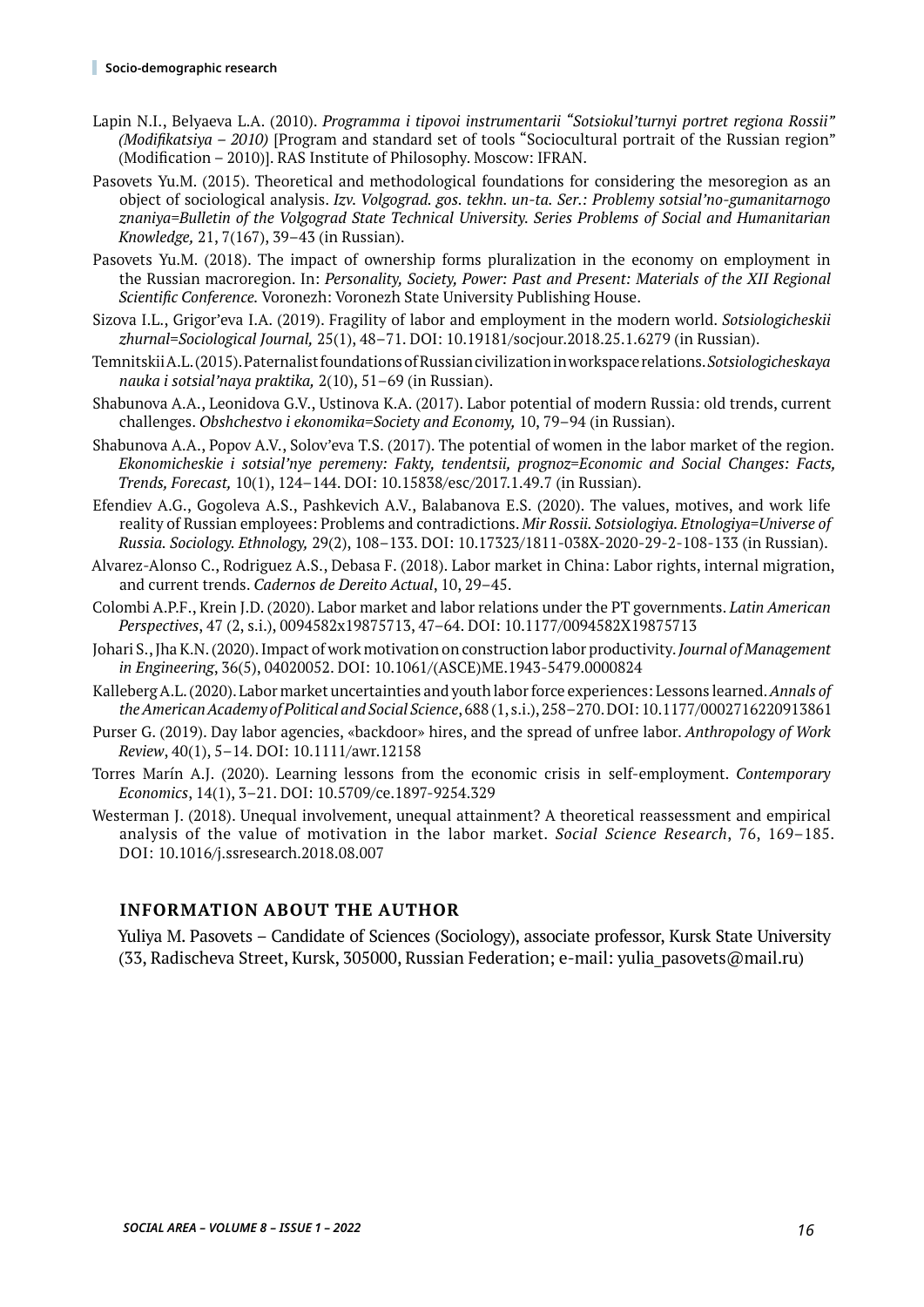Lapin N.I., Belyaeva L.A. (2010). *Programma i tipovoi instrumentarii "Sotsiokul'turnyi portret regiona Rossii" (Modifikatsiya – 2010)* [Program and standard set of tools "Sociocultural portrait of the Russian region" (Modification – 2010)]. RAS Institute of Philosophy. Moscow: IFRAN.

Pasovets Yu.M. (2015). Theoretical and methodological foundations for considering the mesoregion as an object of sociological analysis. *Izv. Volgograd. gos. tekhn. un-ta. Ser.: Problemy sotsial'no-gumanitarnogo znaniya=Bulletin of the Volgograd State Technical University. Series Problems of Social and Humanitarian Knowledge,* 21, 7(167), 39–43 (in Russian).

Pasovets Yu.M. (2018). The impact of ownership forms pluralization in the economy on employment in the Russian macroregion. In: *Personality, Society, Power: Past and Present: Materials of the XII Regional Scientific Conference.* Voronezh: Voronezh State University Publishing House.

Sizova I.L., Grigor'eva I.A. (2019). Fragility of labor and employment in the modern world. *Sotsiologicheskii zhurnal=Sociological Journal,* 25(1), 48–71. DOI: 10.19181/socjour.2018.25.1.6279 (in Russian).

Temnitskii A.L. (2015). Paternalist foundations of Russian civilization in workspace relations. *Sotsiologicheskaya nauka i sotsial'naya praktika,* 2(10), 51–69 (in Russian).

Shabunova A.A., Leonidova G.V., Ustinova K.A. (2017). Labor potential of modern Russia: old trends, current challenges. *Obshchestvo i ekonomika=Society and Economy,* 10, 79–94 (in Russian).

Shabunova A.A., Popov A.V., Solov'eva T.S. (2017). The potential of women in the labor market of the region. *Ekonomicheskie i sotsial'nye peremeny: Fakty, tendentsii, prognoz=Economic and Social Changes: Facts, Trends, Forecast,* 10(1), 124–144. DOI: 10.15838/esc/2017.1.49.7 (in Russian).

Efendiev A.G., Gogoleva A.S., Pashkevich A.V., Balabanova E.S. (2020). The values, motives, and work life reality of Russian employees: Problems and contradictions. *Mir Rossii. Sotsiologiya. Etnologiya=Universe of Russia. Sociology. Ethnology,* 29(2), 108–133. DOI: 10.17323/1811-038X-2020-29-2-108-133 (in Russian).

Alvarez-Alonso C., Rodriguez A.S., Debasa F. (2018). Labor market in China: Labor rights, internal migration, and current trends. *Cadernos de Dereito Actual*, 10, 29–45.

Colombi A.P.F., Krein J.D. (2020). Labor market and labor relations under the PT governments. *Latin American Perspectives*, 47 (2, s.i.), 0094582x19875713, 47–64. DOI: 10.1177/0094582X19875713

Johari S., Jha K.N. (2020). Impact of work motivation on construction labor productivity. *Journal of Management in Engineering*, 36(5), 04020052. DOI: 10.1061/(ASCE)ME.1943-5479.0000824

Kalleberg A.L. (2020). Labor market uncertainties and youth labor force experiences: Lessons learned. *Annals of the American Academy of Political and Social Science*, 688 (1, s.i.), 258–270. DOI: 10.1177/0002716220913861

Purser G. (2019). Day labor agencies, «backdoor» hires, and the spread of unfree labor. *Anthropology of Work Review*, 40(1), 5–14. DOI: 10.1111/awr.12158

Torres Marín A.J. (2020). Learning lessons from the economic crisis in self-employment. *Contemporary Economics*, 14(1), 3–21. DOI: 10.5709/ce.1897-9254.329

Westerman J. (2018). Unequal involvement, unequal attainment? A theoretical reassessment and empirical analysis of the value of motivation in the labor market. *Social Science Research*, 76, 169–185. DOI: 10.1016/j.ssresearch.2018.08.007

## INFORMATION ABOUT THE AUTHOR

Yuliya M. Pasovets – Candidate of Sciences (Sociology), associate professor, Kursk State University (33, Radischeva Street, Kursk, 305000, Russian Federation; e-mail: yulia_pasovets@mail.ru)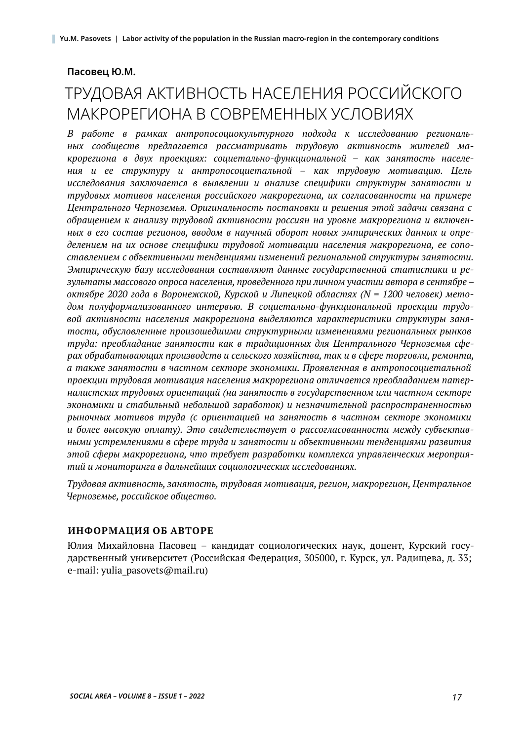**Пасовец Ю.М.**

# ТРУДОВАЯ АКТИВНОСТЬ НАСЕЛЕНИЯ РОССИЙСКОГО МАКРОРЕГИОНА В СОВРЕМЕННЫХ УСЛОВИЯХ

*В работе в рамках антропосоциокультурного подхода к исследованию региональных сообществ предлагается рассматривать трудовую активность жителей макрорегиона в двух проекциях: социетально-функциональной – как занятость населения и ее структуру и антропосоциетальной – как трудовую мотивацию. Цель исследования заключается в выявлении и анализе специфики структуры занятости и трудовых мотивов населения российского макрорегиона, их согласованности на примере Центрального Черноземья. Оригинальность постановки и решения этой задачи связана с обращением к анализу трудовой активности россиян на уровне макрорегиона и включенных в его состав регионов, вводом в научный оборот новых эмпирических данных и определением на их основе специфики трудовой мотивации населения макрорегиона, ее сопоставлением с объективными тенденциями изменений региональной структуры занятости. Эмпирическую базу исследования составляют данные государственной статистики и результаты массового опроса населения, проведенного при личном участии автора в сентябре – октябре 2020 года в Воронежской, Курской и Липецкой областях (N = 1200 человек) методом полуформализованного интервью. В социетально-функциональной проекции трудовой активности населения макрорегиона выделяются характеристики структуры занятости, обусловленные произошедшими структурными изменениями региональных рынков труда: преобладание занятости как в традиционных для Центрального Черноземья сферах обрабатывающих производств и сельского хозяйства, так и в сфере торговли, ремонта, а также занятости в частном секторе экономики. Проявленная в антропосоциетальной проекции трудовая мотивация населения макрорегиона отличается преобладанием патерналистских трудовых ориентаций (на занятость в государственном или частном секторе экономики и стабильный небольшой заработок) и незначительной распространенностью рыночных мотивов труда (с ориентацией на занятость в частном секторе экономики и более высокую оплату). Это свидетельствует о рассогласованности между субъективными устремлениями в сфере труда и занятости и объективными тенденциями развития этой сферы макрорегиона, что требует разработки комплекса управленческих мероприятий и мониторинга в дальнейших социологических исследованиях.*

*Трудовая активность, занятость, трудовая мотивация, регион, макрорегион, Центральное Черноземье, российское общество.*

## ИНФОРМАЦИЯ ОБ АВТОРЕ

Юлия Михайловна Пасовец – кандидат социологических наук, доцент, Курский государственный университет (Российская Федерация, 305000, г. Курск, ул. Радищева, д. 33; e-mail: yulia_pasovets@mail.ru)